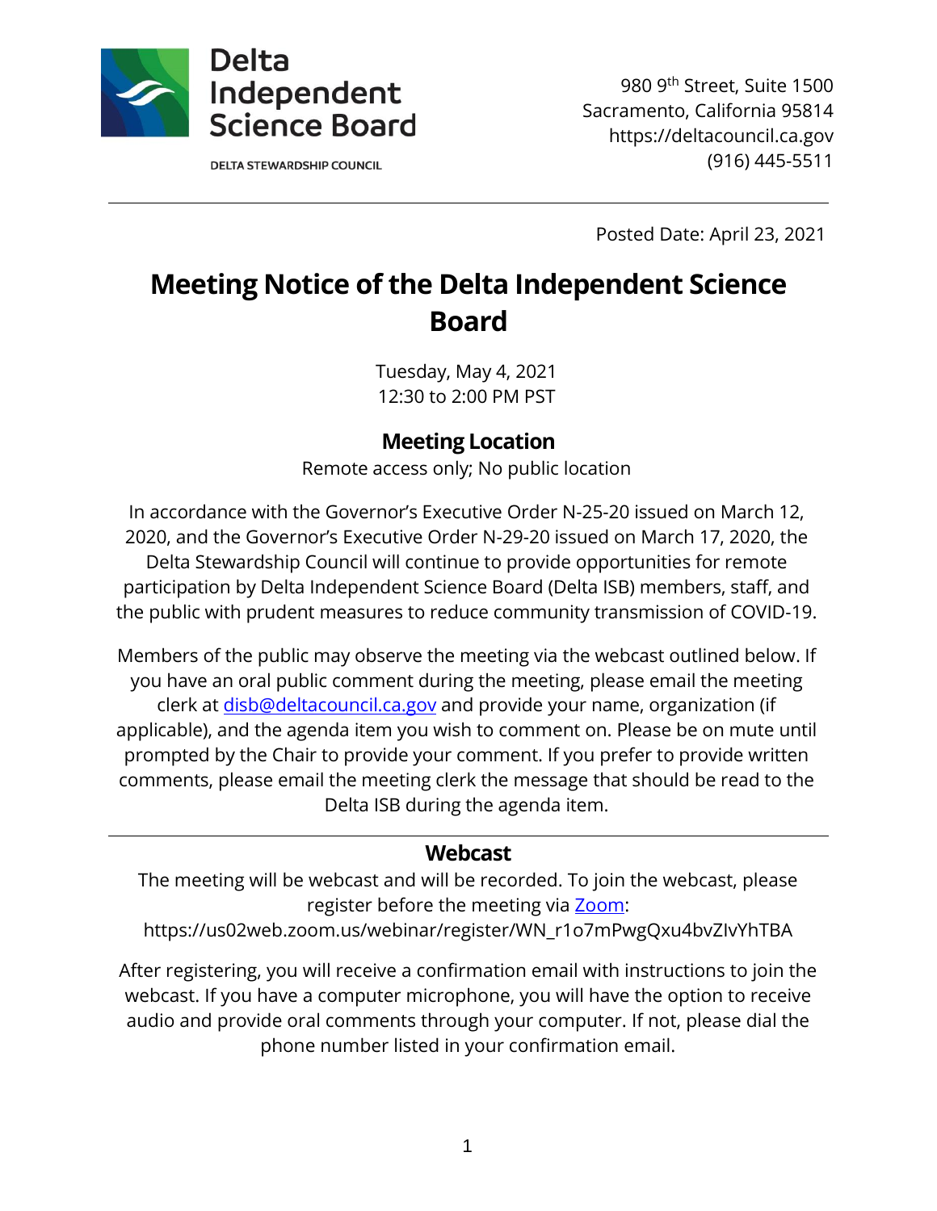Delta Independent Science Board

DELTA STEWARDSHIP COUNCIL

980 9th Street, Suite 1500
Sacramento, California 95814
https://deltacouncil.ca.gov
(916) 445-5511

---

Posted Date: April 23, 2021

# Meeting Notice of the Delta Independent Science Board

Tuesday, May 4, 2021
12:30 to 2:00 PM PST

## Meeting Location

Remote access only; No public location

In accordance with the Governor's Executive Order N-25-20 issued on March 12, 2020, and the Governor's Executive Order N-29-20 issued on March 17, 2020, the Delta Stewardship Council will continue to provide opportunities for remote participation by Delta Independent Science Board (Delta ISB) members, staff, and the public with prudent measures to reduce community transmission of COVID-19.

Members of the public may observe the meeting via the webcast outlined below. If you have an oral public comment during the meeting, please email the meeting clerk at [disb@deltacouncil.ca.gov](mailto:disb@deltacouncil.ca.gov) and provide your name, organization (if applicable), and the agenda item you wish to comment on. Please be on mute until prompted by the Chair to provide your comment. If you prefer to provide written comments, please email the meeting clerk the message that should be read to the Delta ISB during the agenda item.

---

## Webcast

The meeting will be webcast and will be recorded. To join the webcast, please register before the meeting via [Zoom](https://us02web.zoom.us/webinar/register/WN_r1o7mPwgQxu4bvZIvYhTBA):
https://us02web.zoom.us/webinar/register/WN_r1o7mPwgQxu4bvZIvYhTBA

After registering, you will receive a confirmation email with instructions to join the webcast. If you have a computer microphone, you will have the option to receive audio and provide oral comments through your computer. If not, please dial the phone number listed in your confirmation email.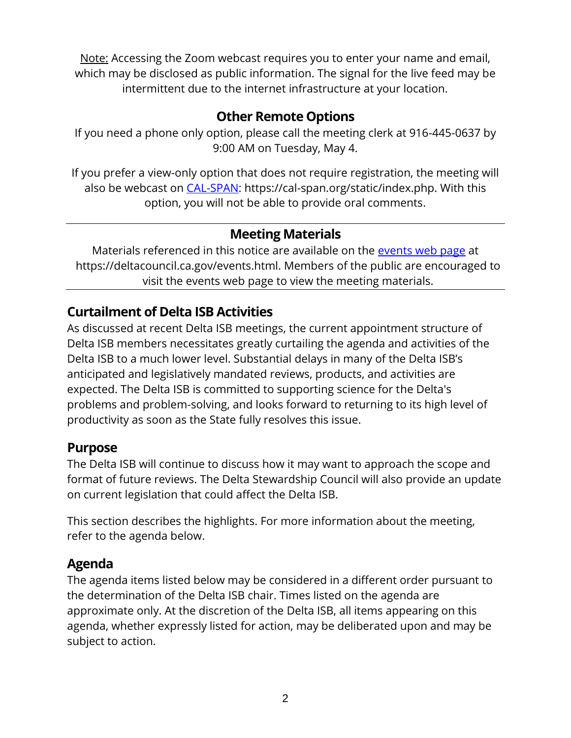<u>Note:</u> Accessing the Zoom webcast requires you to enter your name and email, which may be disclosed as public information. The signal for the live feed may be intermittent due to the internet infrastructure at your location.

### Other Remote Options

If you need a phone only option, please call the meeting clerk at 916-445-0637 by 9:00 AM on Tuesday, May 4.

If you prefer a view-only option that does not require registration, the meeting will also be webcast on [CAL-SPAN](https://cal-span.org/static/index.php): https://cal-span.org/static/index.php. With this option, you will not be able to provide oral comments.

---

### Meeting Materials

Materials referenced in this notice are available on the [events web page](https://deltacouncil.ca.gov/events.html) at https://deltacouncil.ca.gov/events.html. Members of the public are encouraged to visit the events web page to view the meeting materials.

---

## Curtailment of Delta ISB Activities

As discussed at recent Delta ISB meetings, the current appointment structure of Delta ISB members necessitates greatly curtailing the agenda and activities of the Delta ISB to a much lower level. Substantial delays in many of the Delta ISB's anticipated and legislatively mandated reviews, products, and activities are expected. The Delta ISB is committed to supporting science for the Delta's problems and problem-solving, and looks forward to returning to its high level of productivity as soon as the State fully resolves this issue.

## Purpose

The Delta ISB will continue to discuss how it may want to approach the scope and format of future reviews. The Delta Stewardship Council will also provide an update on current legislation that could affect the Delta ISB.

This section describes the highlights. For more information about the meeting, refer to the agenda below.

## Agenda

The agenda items listed below may be considered in a different order pursuant to the determination of the Delta ISB chair. Times listed on the agenda are approximate only. At the discretion of the Delta ISB, all items appearing on this agenda, whether expressly listed for action, may be deliberated upon and may be subject to action.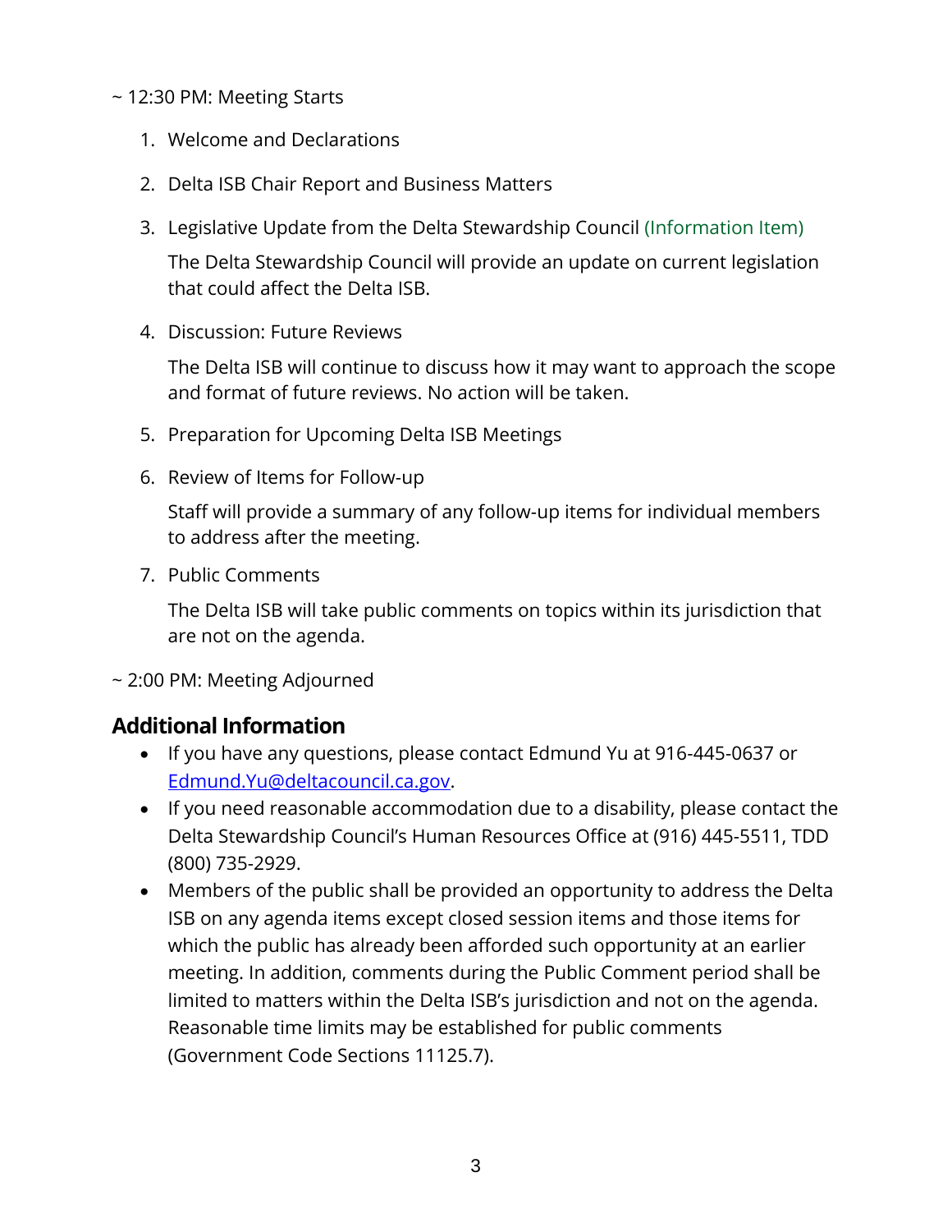~ 12:30 PM: Meeting Starts

1. Welcome and Declarations

2. Delta ISB Chair Report and Business Matters

3. Legislative Update from the Delta Stewardship Council (Information Item)

   The Delta Stewardship Council will provide an update on current legislation that could affect the Delta ISB.

4. Discussion: Future Reviews

   The Delta ISB will continue to discuss how it may want to approach the scope and format of future reviews. No action will be taken.

5. Preparation for Upcoming Delta ISB Meetings

6. Review of Items for Follow-up

   Staff will provide a summary of any follow-up items for individual members to address after the meeting.

7. Public Comments

   The Delta ISB will take public comments on topics within its jurisdiction that are not on the agenda.

~ 2:00 PM: Meeting Adjourned

## Additional Information

- If you have any questions, please contact Edmund Yu at 916-445-0637 or Edmund.Yu@deltacouncil.ca.gov.
- If you need reasonable accommodation due to a disability, please contact the Delta Stewardship Council's Human Resources Office at (916) 445-5511, TDD (800) 735-2929.
- Members of the public shall be provided an opportunity to address the Delta ISB on any agenda items except closed session items and those items for which the public has already been afforded such opportunity at an earlier meeting. In addition, comments during the Public Comment period shall be limited to matters within the Delta ISB's jurisdiction and not on the agenda. Reasonable time limits may be established for public comments (Government Code Sections 11125.7).